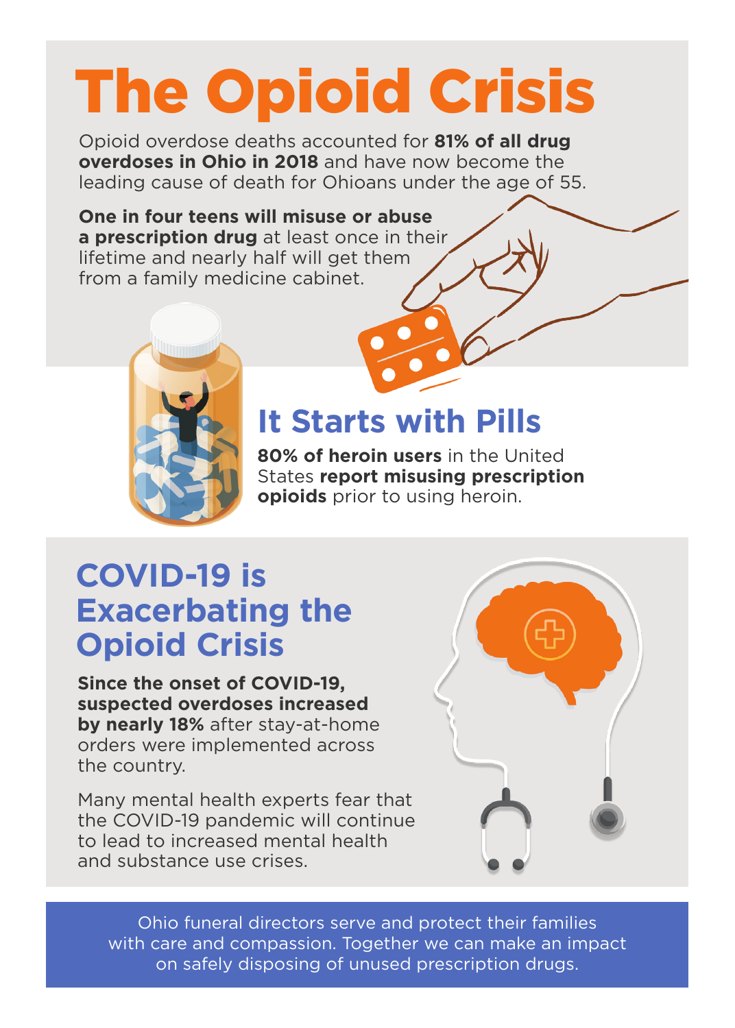# The Opioid Crisis

Opioid overdose deaths accounted for **81% of all drug overdoses in Ohio in 2018** and have now become the leading cause of death for Ohioans under the age of 55.

**One in four teens will misuse or abuse a prescription drug** at least once in their lifetime and nearly half will get them from a family medicine cabinet.

## It Starts with Pills

**80% of heroin users** in the United States **report misusing prescription opioids** prior to using heroin.

## COVID-19 is Exacerbating the Opioid Crisis

**Since the onset of COVID-19, suspected overdoses increased by nearly 18%** after stay-at-home orders were implemented across the country.

Many mental health experts fear that the COVID-19 pandemic will continue to lead to increased mental health and substance use crises.

Ohio funeral directors serve and protect their families with care and compassion. Together we can make an impact on safely disposing of unused prescription drugs.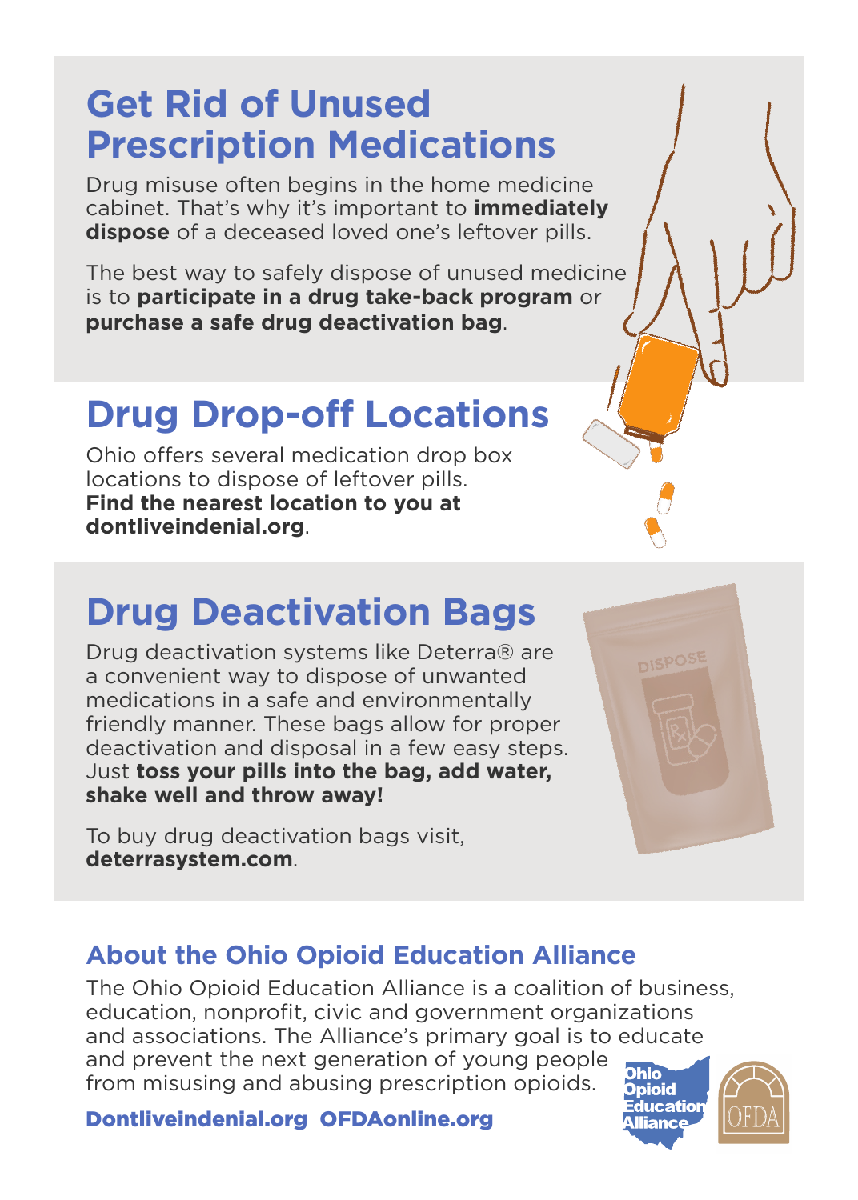# Get Rid of Unused Prescription Medications

Drug misuse often begins in the home medicine cabinet. That's why it's important to **immediately dispose** of a deceased loved one's leftover pills.

The best way to safely dispose of unused medicine is to **participate in a drug take-back program** or **purchase a safe drug deactivation bag**.

# Drug Drop-off Locations

Ohio offers several medication drop box locations to dispose of leftover pills. **Find the nearest location to you at dontliveindenial.org**.

# Drug Deactivation Bags

Drug deactivation systems like Deterra® are a convenient way to dispose of unwanted medications in a safe and environmentally friendly manner. These bags allow for proper deactivation and disposal in a few easy steps. Just **toss your pills into the bag, add water, shake well and throw away!**

To buy drug deactivation bags visit, **deterrasystem.com**.

## About the Ohio Opioid Education Alliance

The Ohio Opioid Education Alliance is a coalition of business, education, nonprofit, civic and government organizations and associations. The Alliance's primary goal is to educate and prevent the next generation of young people from misusing and abusing prescription opioids.

**Dontliveindenial.org OFDAonline.org**

Ohio Opioid Education Alliance

OFDA